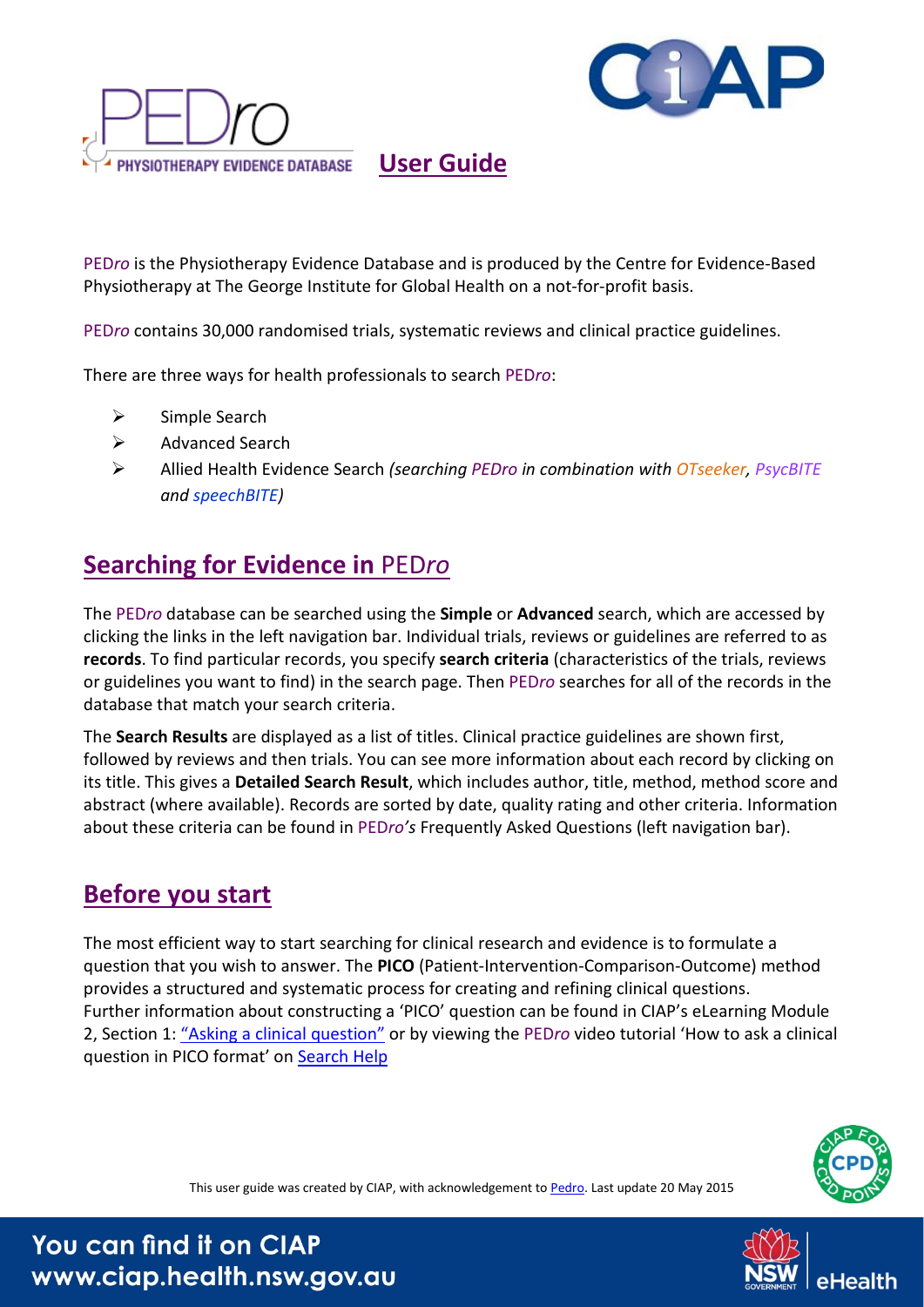# PEDro User Guide

PED*ro* is the Physiotherapy Evidence Database and is produced by the Centre for Evidence-Based Physiotherapy at The George Institute for Global Health on a not-for-profit basis.

PED*ro* contains 30,000 randomised trials, systematic reviews and clinical practice guidelines.

There are three ways for health professionals to search PED*ro*:

- Simple Search
- Advanced Search
- Allied Health Evidence Search *(searching PEDro in combination with OTseeker, PsycBITE and speechBITE)*

## Searching for Evidence in PED*ro*

The PED*ro* database can be searched using the **Simple** or **Advanced** search, which are accessed by clicking the links in the left navigation bar. Individual trials, reviews or guidelines are referred to as **records**. To find particular records, you specify **search criteria** (characteristics of the trials, reviews or guidelines you want to find) in the search page. Then PED*ro* searches for all of the records in the database that match your search criteria.

The **Search Results** are displayed as a list of titles. Clinical practice guidelines are shown first, followed by reviews and then trials. You can see more information about each record by clicking on its title. This gives a **Detailed Search Result**, which includes author, title, method, method score and abstract (where available). Records are sorted by date, quality rating and other criteria. Information about these criteria can be found in PED*ro's* Frequently Asked Questions (left navigation bar).

## Before you start

The most efficient way to start searching for clinical research and evidence is to formulate a question that you wish to answer. The **PICO** (Patient-Intervention-Comparison-Outcome) method provides a structured and systematic process for creating and refining clinical questions. Further information about constructing a 'PICO' question can be found in CIAP's eLearning Module 2, Section 1: "Asking a clinical question" or by viewing the PED*ro* video tutorial 'How to ask a clinical question in PICO format' on Search Help

This user guide was created by CIAP, with acknowledgement to Pedro. Last update 20 May 2015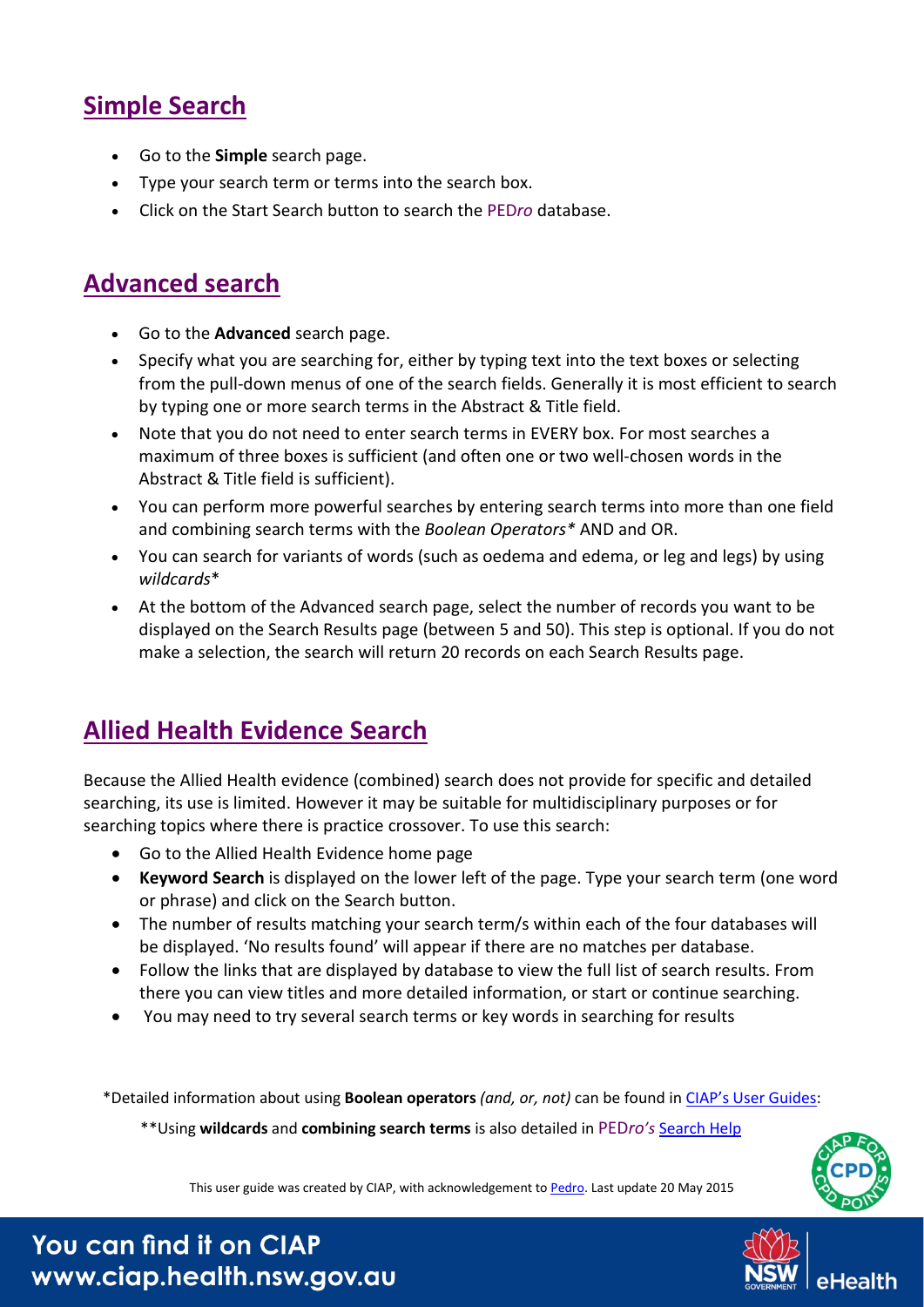## Simple Search

- Go to the **Simple** search page.
- Type your search term or terms into the search box.
- Click on the Start Search button to search the PED*ro* database.

## Advanced search

- Go to the **Advanced** search page.
- Specify what you are searching for, either by typing text into the text boxes or selecting from the pull-down menus of one of the search fields. Generally it is most efficient to search by typing one or more search terms in the Abstract & Title field.
- Note that you do not need to enter search terms in EVERY box. For most searches a maximum of three boxes is sufficient (and often one or two well-chosen words in the Abstract & Title field is sufficient).
- You can perform more powerful searches by entering search terms into more than one field and combining search terms with the *Boolean Operators** AND and OR.
- You can search for variants of words (such as oedema and edema, or leg and legs) by using *wildcards**
- At the bottom of the Advanced search page, select the number of records you want to be displayed on the Search Results page (between 5 and 50). This step is optional. If you do not make a selection, the search will return 20 records on each Search Results page.

## Allied Health Evidence Search

Because the Allied Health evidence (combined) search does not provide for specific and detailed searching, its use is limited. However it may be suitable for multidisciplinary purposes or for searching topics where there is practice crossover. To use this search:

- Go to the Allied Health Evidence home page
- **Keyword Search** is displayed on the lower left of the page. Type your search term (one word or phrase) and click on the Search button.
- The number of results matching your search term/s within each of the four databases will be displayed. 'No results found' will appear if there are no matches per database.
- Follow the links that are displayed by database to view the full list of search results. From there you can view titles and more detailed information, or start or continue searching.
- You may need to try several search terms or key words in searching for results

*Detailed information about using **Boolean operators** *(and, or, not)* can be found in CIAP's User Guides:

**Using **wildcards** and **combining search terms** is also detailed in PED*ro's* Search Help

This user guide was created by CIAP, with acknowledgement to Pedro. Last update 20 May 2015

**You can find it on CIAP**
**www.ciap.health.nsw.gov.au**